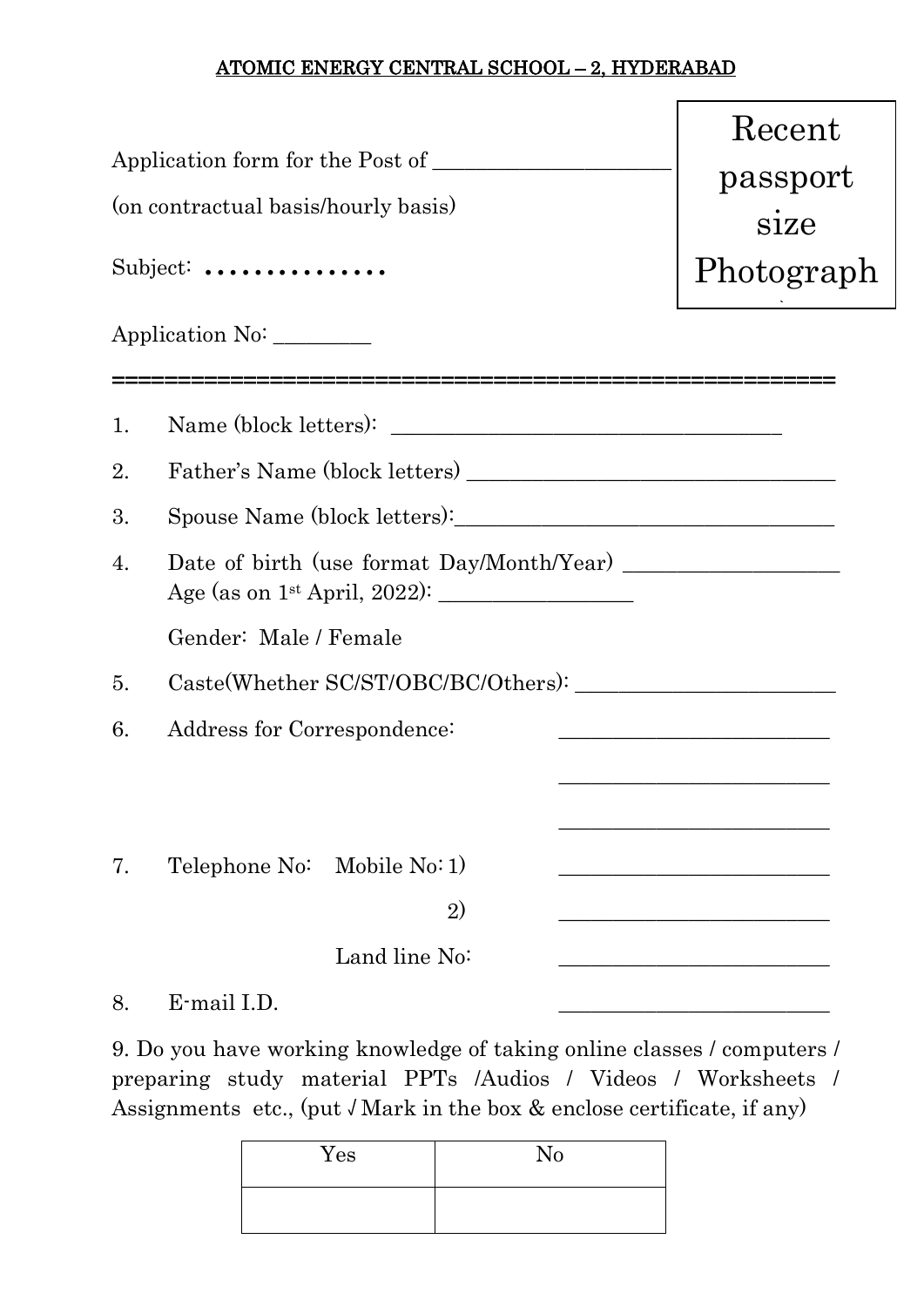## ATOMIC ENERGY CENTRAL SCHOOL – 2, HYDERABAD

Recent passport size Photograph

Application form for the Post of ______________________

(on contractual basis/hourly basis)

Subject: ……………

Application No: _________

========================================================

1. Name (block letters): _____________________________________

2. Father's Name (block letters) ___________________________________

3. Spouse Name (block letters):___________________________________

4. Date of birth (use format Day/Month/Year) ___________________
   Age (as on 1st April, 2022): _________________

   Gender: Male / Female

5. Caste(Whether SC/ST/OBC/BC/Others): _______________________

6. Address for Correspondence: _________________________

   _________________________

   _________________________

7. Telephone No: Mobile No: 1) _________________________

   2) _________________________

   Land line No: _________________________

8. E-mail I.D. _________________________

9. Do you have working knowledge of taking online classes / computers / preparing study material PPTs /Audios / Videos / Worksheets / Assignments etc., (put √ Mark in the box & enclose certificate, if any)

| Yes | No |
|---|---|
| | |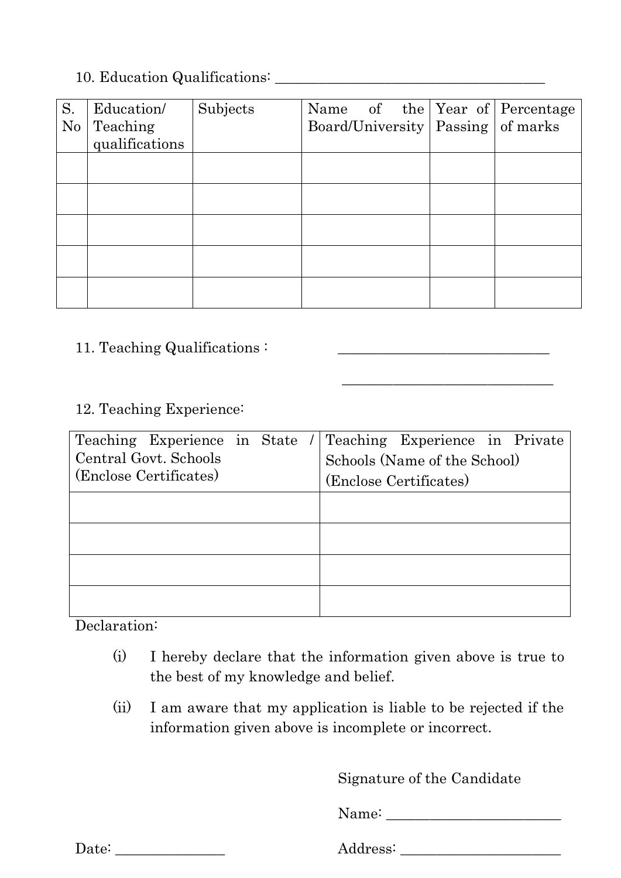10. Education Qualifications: ______________________________________

| S. No | Education/ Teaching qualifications | Subjects | Name of the Board/University | Year of Passing | Percentage of marks |
|---|---|---|---|---|---|
| | | | | | |
| | | | | | |
| | | | | | |
| | | | | | |
| | | | | | |

11. Teaching Qualifications : ______________________________

______________________________

12. Teaching Experience:

| Teaching Experience in State / Central Govt. Schools (Enclose Certificates) | Teaching Experience in Private Schools (Name of the School) (Enclose Certificates) |
|---|---|
| | |
| | |
| | |
| | |

Declaration:

(i) I hereby declare that the information given above is true to the best of my knowledge and belief.

(ii) I am aware that my application is liable to be rejected if the information given above is incomplete or incorrect.

Signature of the Candidate

Name: ________________________

Date: _______________

Address: ______________________